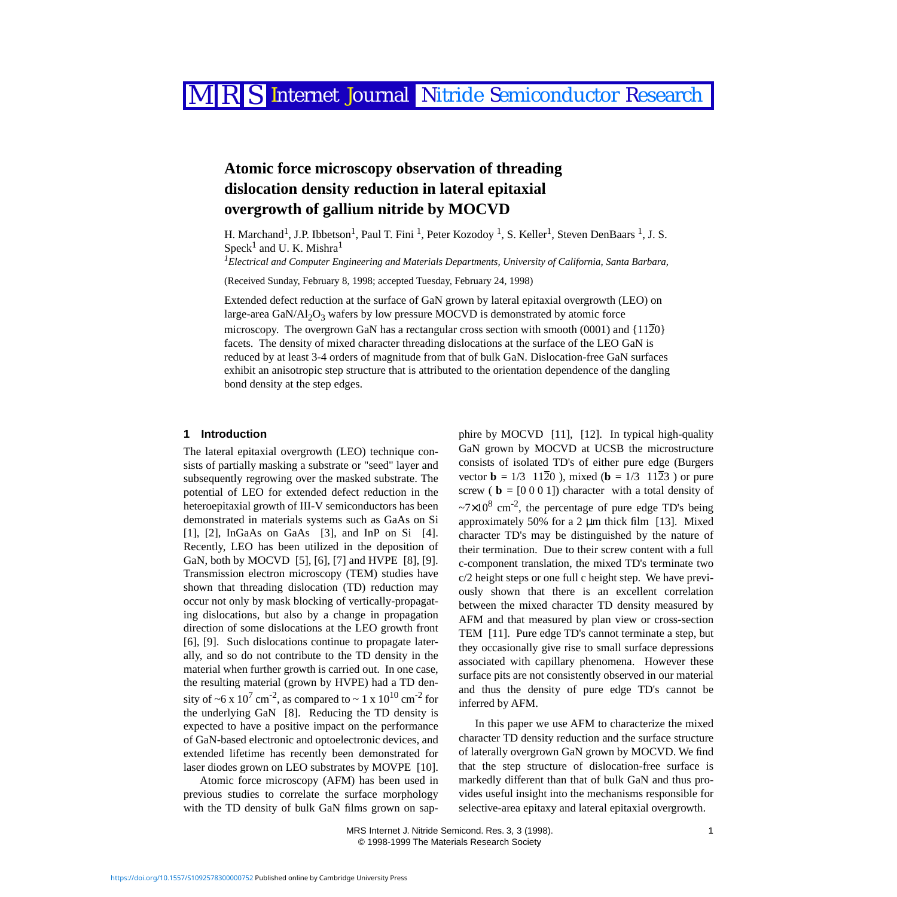# Atomic force microscopy observation of threading dislocation density reduction in lateral epitaxial overgrowth of gallium nitride by MOCVD

H. Marchand[1], J.P. Ibbetson[1], Paul T. Fini [1], Peter Kozodoy [1], S. Keller[1], Steven DenBaars [1], J. S. Speck[1] and U. K. Mishra[1]

*[1]Electrical and Computer Engineering and Materials Departments, University of California, Santa Barbara,*

(Received Sunday, February 8, 1998; accepted Tuesday, February 24, 1998)

Extended defect reduction at the surface of GaN grown by lateral epitaxial overgrowth (LEO) on large-area GaN/$Al_2O_3$ wafers by low pressure MOCVD is demonstrated by atomic force microscopy. The overgrown GaN has a rectangular cross section with smooth (0001) and $\{11\bar{2}0\}$ facets. The density of mixed character threading dislocations at the surface of the LEO GaN is reduced by at least 3-4 orders of magnitude from that of bulk GaN. Dislocation-free GaN surfaces exhibit an anisotropic step structure that is attributed to the orientation dependence of the dangling bond density at the step edges.

## 1 Introduction

The lateral epitaxial overgrowth (LEO) technique consists of partially masking a substrate or "seed" layer and subsequently regrowing over the masked substrate. The potential of LEO for extended defect reduction in the heteroepitaxial growth of III-V semiconductors has been demonstrated in materials systems such as GaAs on Si [1], [2], InGaAs on GaAs [3], and InP on Si [4]. Recently, LEO has been utilized in the deposition of GaN, both by MOCVD [5], [6], [7] and HVPE [8], [9]. Transmission electron microscopy (TEM) studies have shown that threading dislocation (TD) reduction may occur not only by mask blocking of vertically-propagating dislocations, but also by a change in propagation direction of some dislocations at the LEO growth front [6], [9]. Such dislocations continue to propagate laterally, and so do not contribute to the TD density in the material when further growth is carried out. In one case, the resulting material (grown by HVPE) had a TD density of ~$6 \times 10^{7}$ $cm^{-2}$, as compared to ~ $1 \times 10^{10}$ $cm^{-2}$ for the underlying GaN [8]. Reducing the TD density is expected to have a positive impact on the performance of GaN-based electronic and optoelectronic devices, and extended lifetime has recently been demonstrated for laser diodes grown on LEO substrates by MOVPE [10].

Atomic force microscopy (AFM) has been used in previous studies to correlate the surface morphology with the TD density of bulk GaN films grown on sapphire by MOCVD [11], [12]. In typical high-quality GaN grown by MOCVD at UCSB the microstructure consists of isolated TD's of either pure edge (Burgers vector $\mathbf{b} = 1/3\ \langle 11\bar{2}0 \rangle$), mixed ($\mathbf{b} = 1/3\ \langle 11\bar{2}3 \rangle$) or pure screw ($\mathbf{b} = [0\,0\,0\,1]$) character with a total density of ~$7\times10^{8}$ $cm^{-2}$, the percentage of pure edge TD's being approximately 50% for a 2 μm thick film [13]. Mixed character TD's may be distinguished by the nature of their termination. Due to their screw content with a full c-component translation, the mixed TD's terminate two c/2 height steps or one full c height step. We have previously shown that there is an excellent correlation between the mixed character TD density measured by AFM and that measured by plan view or cross-section TEM [11]. Pure edge TD's cannot terminate a step, but they occasionally give rise to small surface depressions associated with capillary phenomena. However these surface pits are not consistently observed in our material and thus the density of pure edge TD's cannot be inferred by AFM.

In this paper we use AFM to characterize the mixed character TD density reduction and the surface structure of laterally overgrown GaN grown by MOCVD. We find that the step structure of dislocation-free surface is markedly different than that of bulk GaN and thus provides useful insight into the mechanisms responsible for selective-area epitaxy and lateral epitaxial overgrowth.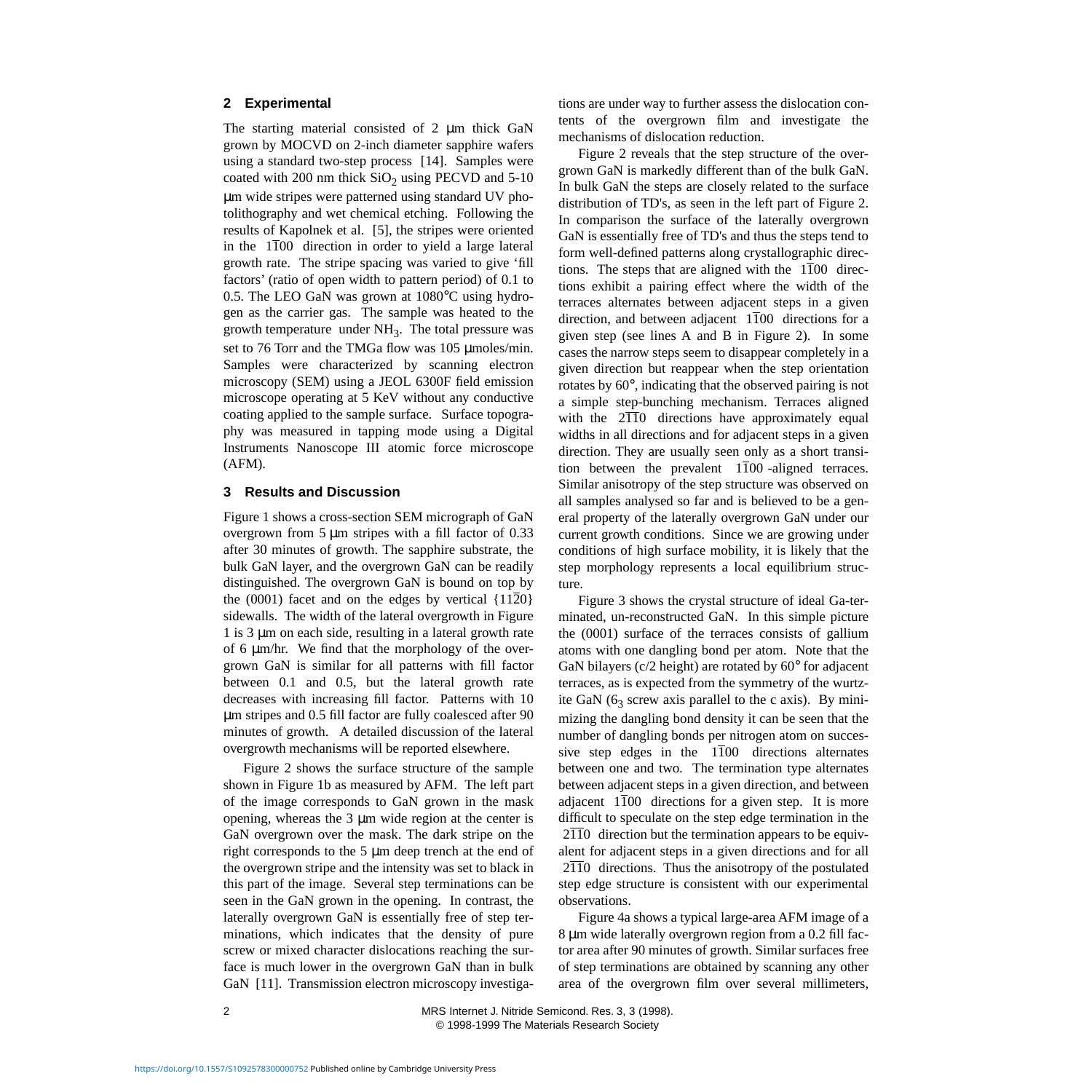## 2 Experimental

The starting material consisted of 2 µm thick GaN grown by MOCVD on 2-inch diameter sapphire wafers using a standard two-step process [14]. Samples were coated with 200 nm thick $SiO_2$ using PECVD and 5-10 µm wide stripes were patterned using standard UV photolithography and wet chemical etching. Following the results of Kapolnek et al. [5], the stripes were oriented in the $1\bar{1}00$ direction in order to yield a large lateral growth rate. The stripe spacing was varied to give 'fill factors' (ratio of open width to pattern period) of 0.1 to 0.5. The LEO GaN was grown at 1080°C using hydrogen as the carrier gas. The sample was heated to the growth temperature under $NH_3$. The total pressure was set to 76 Torr and the TMGa flow was 105 µmoles/min. Samples were characterized by scanning electron microscopy (SEM) using a JEOL 6300F field emission microscope operating at 5 KeV without any conductive coating applied to the sample surface. Surface topography was measured in tapping mode using a Digital Instruments Nanoscope III atomic force microscope (AFM).

## 3 Results and Discussion

Figure 1 shows a cross-section SEM micrograph of GaN overgrown from 5 µm stripes with a fill factor of 0.33 after 30 minutes of growth. The sapphire substrate, the bulk GaN layer, and the overgrown GaN can be readily distinguished. The overgrown GaN is bound on top by the (0001) facet and on the edges by vertical $\{11\bar{2}0\}$ sidewalls. The width of the lateral overgrowth in Figure 1 is 3 µm on each side, resulting in a lateral growth rate of 6 µm/hr. We find that the morphology of the overgrown GaN is similar for all patterns with fill factor between 0.1 and 0.5, but the lateral growth rate decreases with increasing fill factor. Patterns with 10 µm stripes and 0.5 fill factor are fully coalesced after 90 minutes of growth. A detailed discussion of the lateral overgrowth mechanisms will be reported elsewhere.

Figure 2 shows the surface structure of the sample shown in Figure 1b as measured by AFM. The left part of the image corresponds to GaN grown in the mask opening, whereas the 3 µm wide region at the center is GaN overgrown over the mask. The dark stripe on the right corresponds to the 5 µm deep trench at the end of the overgrown stripe and the intensity was set to black in this part of the image. Several step terminations can be seen in the GaN grown in the opening. In contrast, the laterally overgrown GaN is essentially free of step terminations, which indicates that the density of pure screw or mixed character dislocations reaching the surface is much lower in the overgrown GaN than in bulk GaN [11]. Transmission electron microscopy investigations are under way to further assess the dislocation contents of the overgrown film and investigate the mechanisms of dislocation reduction.

Figure 2 reveals that the step structure of the overgrown GaN is markedly different than of the bulk GaN. In bulk GaN the steps are closely related to the surface distribution of TD's, as seen in the left part of Figure 2. In comparison the surface of the laterally overgrown GaN is essentially free of TD's and thus the steps tend to form well-defined patterns along crystallographic directions. The steps that are aligned with the $1\bar{1}00$ directions exhibit a pairing effect where the width of the terraces alternates between adjacent steps in a given direction, and between adjacent $1\bar{1}00$ directions for a given step (see lines A and B in Figure 2). In some cases the narrow steps seem to disappear completely in a given direction but reappear when the step orientation rotates by 60°, indicating that the observed pairing is not a simple step-bunching mechanism. Terraces aligned with the $2\bar{1}\bar{1}0$ directions have approximately equal widths in all directions and for adjacent steps in a given direction. They are usually seen only as a short transition between the prevalent $1\bar{1}00$ -aligned terraces. Similar anisotropy of the step structure was observed on all samples analysed so far and is believed to be a general property of the laterally overgrown GaN under our current growth conditions. Since we are growing under conditions of high surface mobility, it is likely that the step morphology represents a local equilibrium structure.

Figure 3 shows the crystal structure of ideal Ga-terminated, un-reconstructed GaN. In this simple picture the (0001) surface of the terraces consists of gallium atoms with one dangling bond per atom. Note that the GaN bilayers (c/2 height) are rotated by 60° for adjacent terraces, as is expected from the symmetry of the wurtzite GaN ($6_3$ screw axis parallel to the c axis). By minimizing the dangling bond density it can be seen that the number of dangling bonds per nitrogen atom on successive step edges in the $1\bar{1}00$ directions alternates between one and two. The termination type alternates between adjacent steps in a given direction, and between adjacent $1\bar{1}00$ directions for a given step. It is more difficult to speculate on the step edge termination in the $2\bar{1}\bar{1}0$ direction but the termination appears to be equivalent for adjacent steps in a given directions and for all $2\bar{1}\bar{1}0$ directions. Thus the anisotropy of the postulated step edge structure is consistent with our experimental observations.

Figure 4a shows a typical large-area AFM image of a 8 µm wide laterally overgrown region from a 0.2 fill factor area after 90 minutes of growth. Similar surfaces free of step terminations are obtained by scanning any other area of the overgrown film over several millimeters,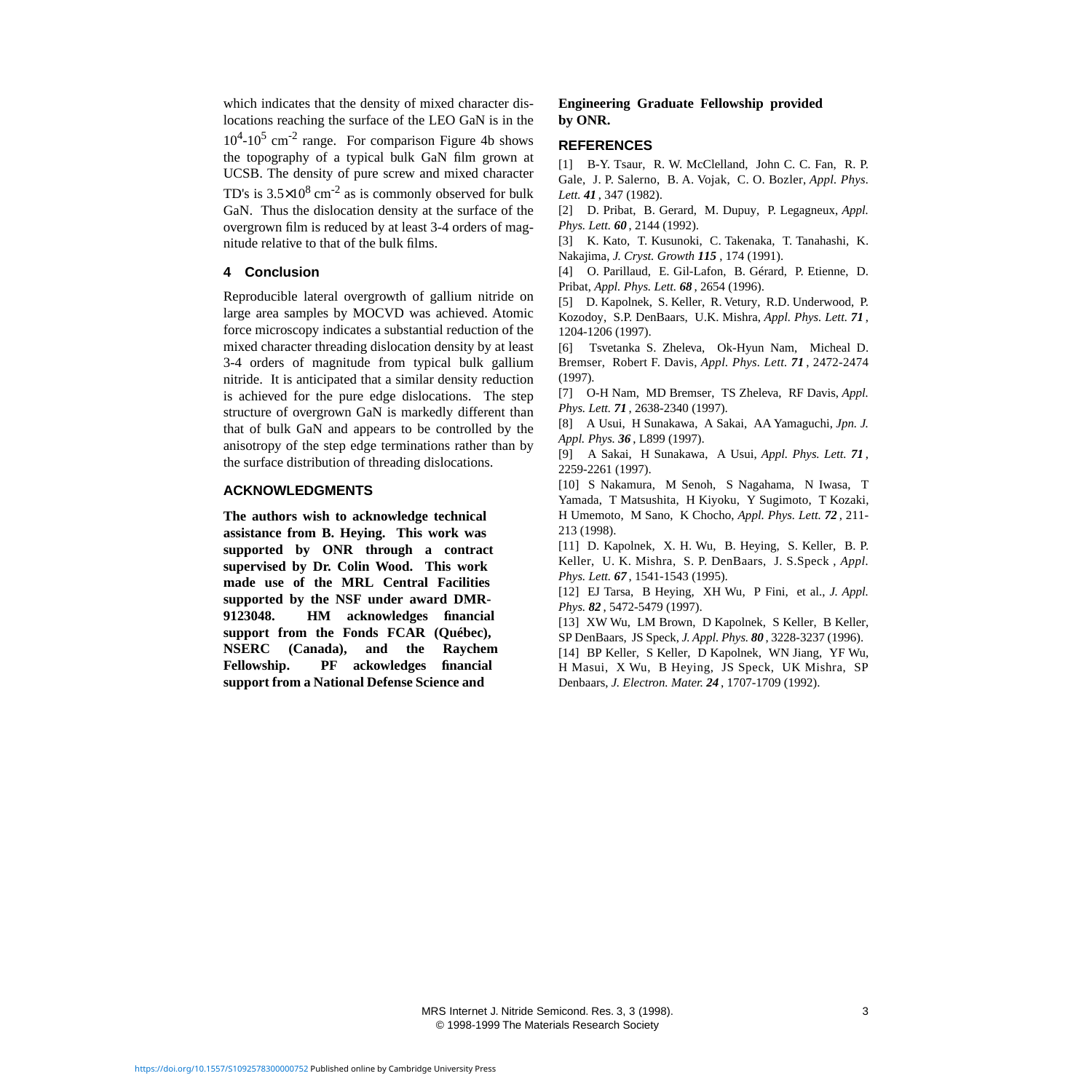which indicates that the density of mixed character dislocations reaching the surface of the LEO GaN is in the $10^4$-$10^5$ cm$^{-2}$ range. For comparison Figure 4b shows the topography of a typical bulk GaN film grown at UCSB. The density of pure screw and mixed character TD's is $3.5{\times}10^8$ cm$^{-2}$ as is commonly observed for bulk GaN. Thus the dislocation density at the surface of the overgrown film is reduced by at least 3-4 orders of magnitude relative to that of the bulk films.

## 4 Conclusion

Reproducible lateral overgrowth of gallium nitride on large area samples by MOCVD was achieved. Atomic force microscopy indicates a substantial reduction of the mixed character threading dislocation density by at least 3-4 orders of magnitude from typical bulk gallium nitride. It is anticipated that a similar density reduction is achieved for the pure edge dislocations. The step structure of overgrown GaN is markedly different than that of bulk GaN and appears to be controlled by the anisotropy of the step edge terminations rather than by the surface distribution of threading dislocations.

## ACKNOWLEDGMENTS

**The authors wish to acknowledge technical assistance from B. Heying. This work was supported by ONR through a contract supervised by Dr. Colin Wood. This work made use of the MRL Central Facilities supported by the NSF under award DMR-9123048. HM acknowledges financial support from the Fonds FCAR (Québec), NSERC (Canada), and the Raychem Fellowship. PF ackowledges financial support from a National Defense Science and Engineering Graduate Fellowship provided by ONR.**

## REFERENCES

[1] B-Y. Tsaur, R. W. McClelland, John C. C. Fan, R. P. Gale, J. P. Salerno, B. A. Vojak, C. O. Bozler, *Appl. Phys. Lett.* ***41*** , 347 (1982).

[2] D. Pribat, B. Gerard, M. Dupuy, P. Legagneux, *Appl. Phys. Lett.* ***60*** , 2144 (1992).

[3] K. Kato, T. Kusunoki, C. Takenaka, T. Tanahashi, K. Nakajima, *J. Cryst. Growth* ***115*** , 174 (1991).

[4] O. Parillaud, E. Gil-Lafon, B. Gérard, P. Etienne, D. Pribat, *Appl. Phys. Lett.* ***68*** , 2654 (1996).

[5] D. Kapolnek, S. Keller, R. Vetury, R.D. Underwood, P. Kozodoy, S.P. DenBaars, U.K. Mishra, *Appl. Phys. Lett.* ***71*** , 1204-1206 (1997).

[6] Tsvetanka S. Zheleva, Ok-Hyun Nam, Micheal D. Bremser, Robert F. Davis, *Appl. Phys. Lett.* ***71*** , 2472-2474 (1997).

[7] O-H Nam, MD Bremser, TS Zheleva, RF Davis, *Appl. Phys. Lett.* ***71*** , 2638-2340 (1997).

[8] A Usui, H Sunakawa, A Sakai, AA Yamaguchi, *Jpn. J. Appl. Phys.* ***36*** , L899 (1997).

[9] A Sakai, H Sunakawa, A Usui, *Appl. Phys. Lett.* ***71*** , 2259-2261 (1997).

[10] S Nakamura, M Senoh, S Nagahama, N Iwasa, T Yamada, T Matsushita, H Kiyoku, Y Sugimoto, T Kozaki, H Umemoto, M Sano, K Chocho, *Appl. Phys. Lett.* ***72*** , 211-213 (1998).

[11] D. Kapolnek, X. H. Wu, B. Heying, S. Keller, B. P. Keller, U. K. Mishra, S. P. DenBaars, J. S.Speck , *Appl. Phys. Lett.* ***67*** , 1541-1543 (1995).

[12] EJ Tarsa, B Heying, XH Wu, P Fini, et al., *J. Appl. Phys.* ***82*** , 5472-5479 (1997).

[13] XW Wu, LM Brown, D Kapolnek, S Keller, B Keller, SP DenBaars, JS Speck, *J. Appl. Phys.* ***80*** , 3228-3237 (1996).

[14] BP Keller, S Keller, D Kapolnek, WN Jiang, YF Wu, H Masui, X Wu, B Heying, JS Speck, UK Mishra, SP Denbaars, *J. Electron. Mater.* ***24*** , 1707-1709 (1992).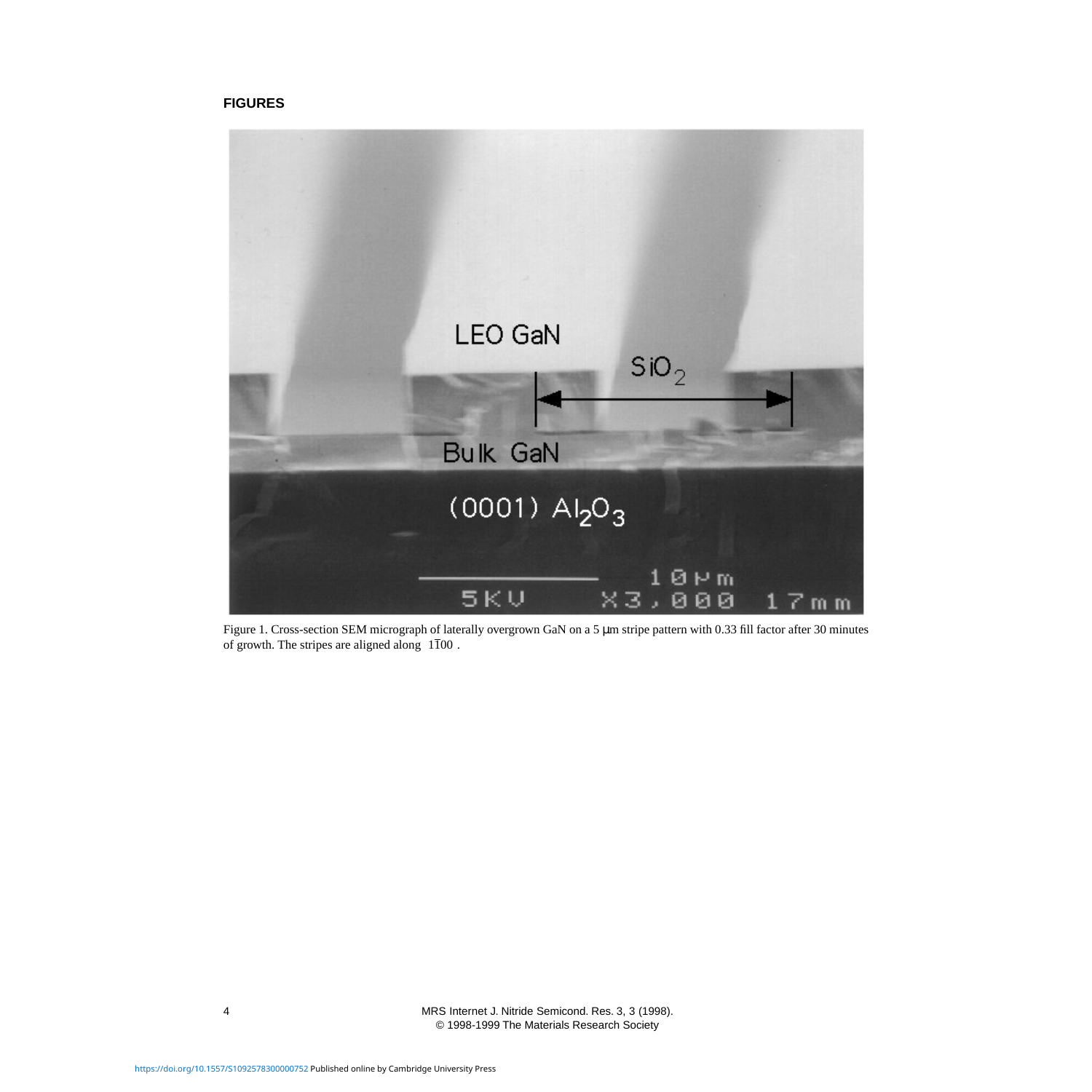**FIGURES**

Figure 1. Cross-section SEM micrograph of laterally overgrown GaN on a 5 μm stripe pattern with 0.33 fill factor after 30 minutes of growth. The stripes are aligned along $\langle 1\bar{1}00 \rangle$.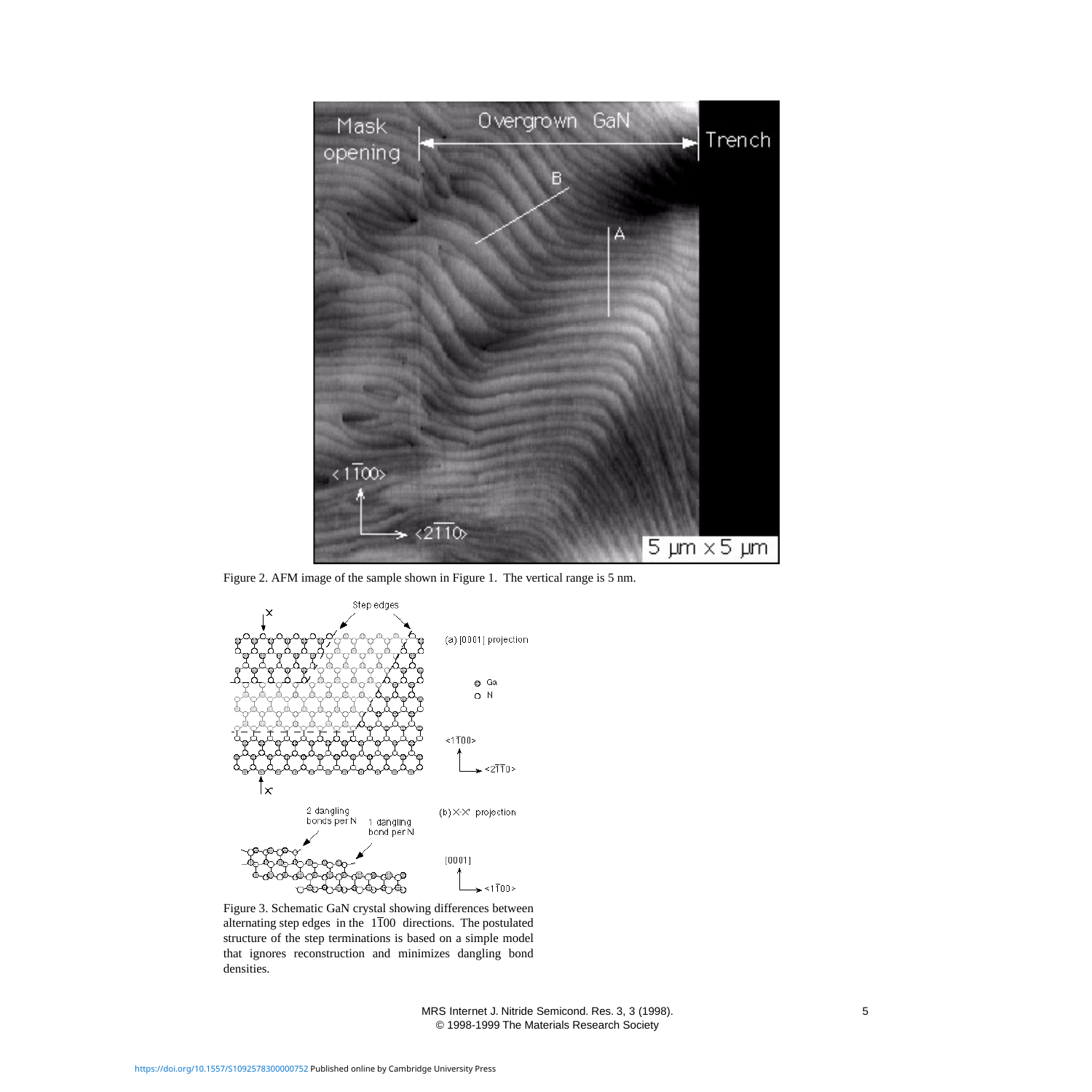Figure 2. AFM image of the sample shown in Figure 1. The vertical range is 5 nm.

Figure 3. Schematic GaN crystal showing differences between alternating step edges in the $1\bar{1}00$ directions. The postulated structure of the step terminations is based on a simple model that ignores reconstruction and minimizes dangling bond densities.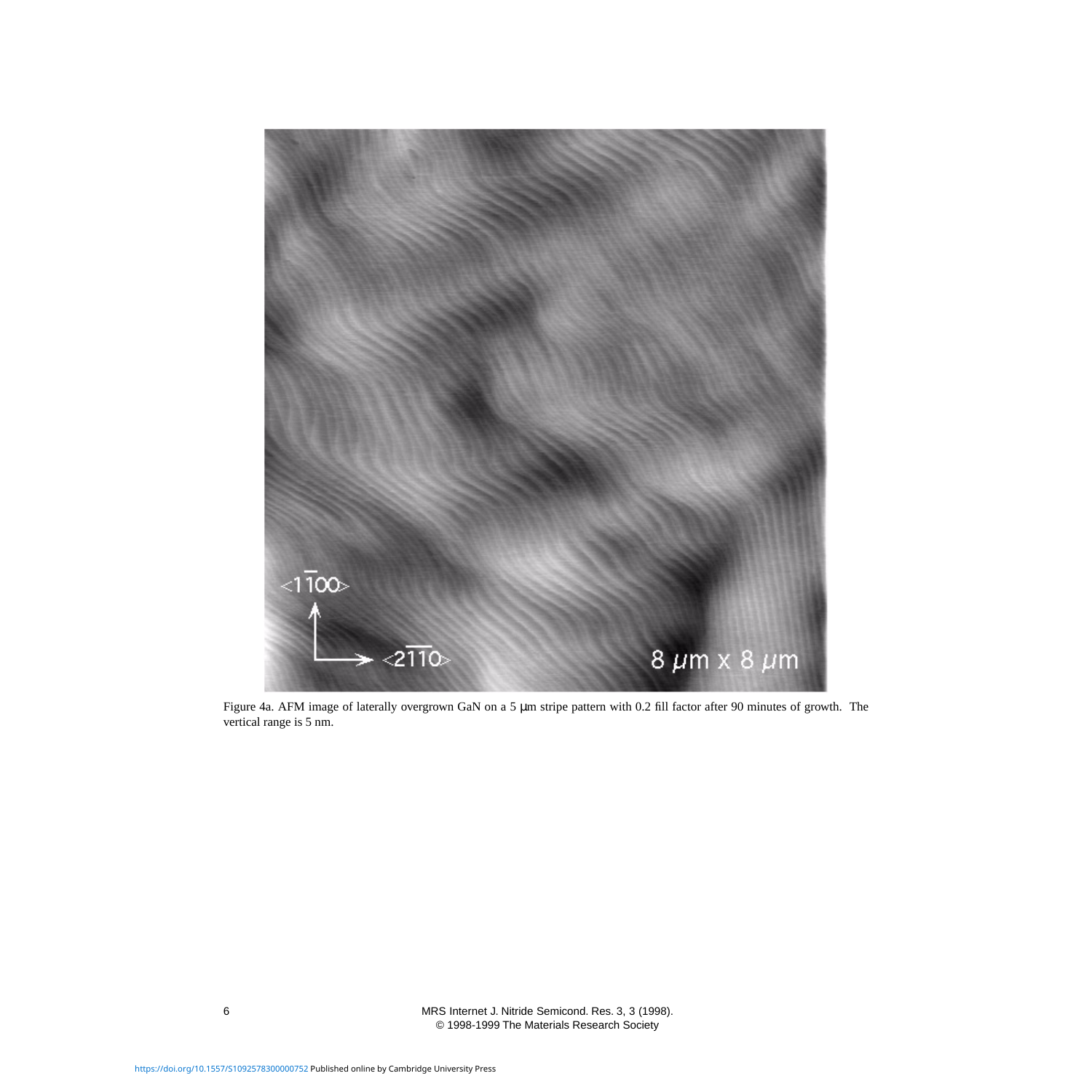Figure 4a. AFM image of laterally overgrown GaN on a 5 μm stripe pattern with 0.2 fill factor after 90 minutes of growth. The vertical range is 5 nm.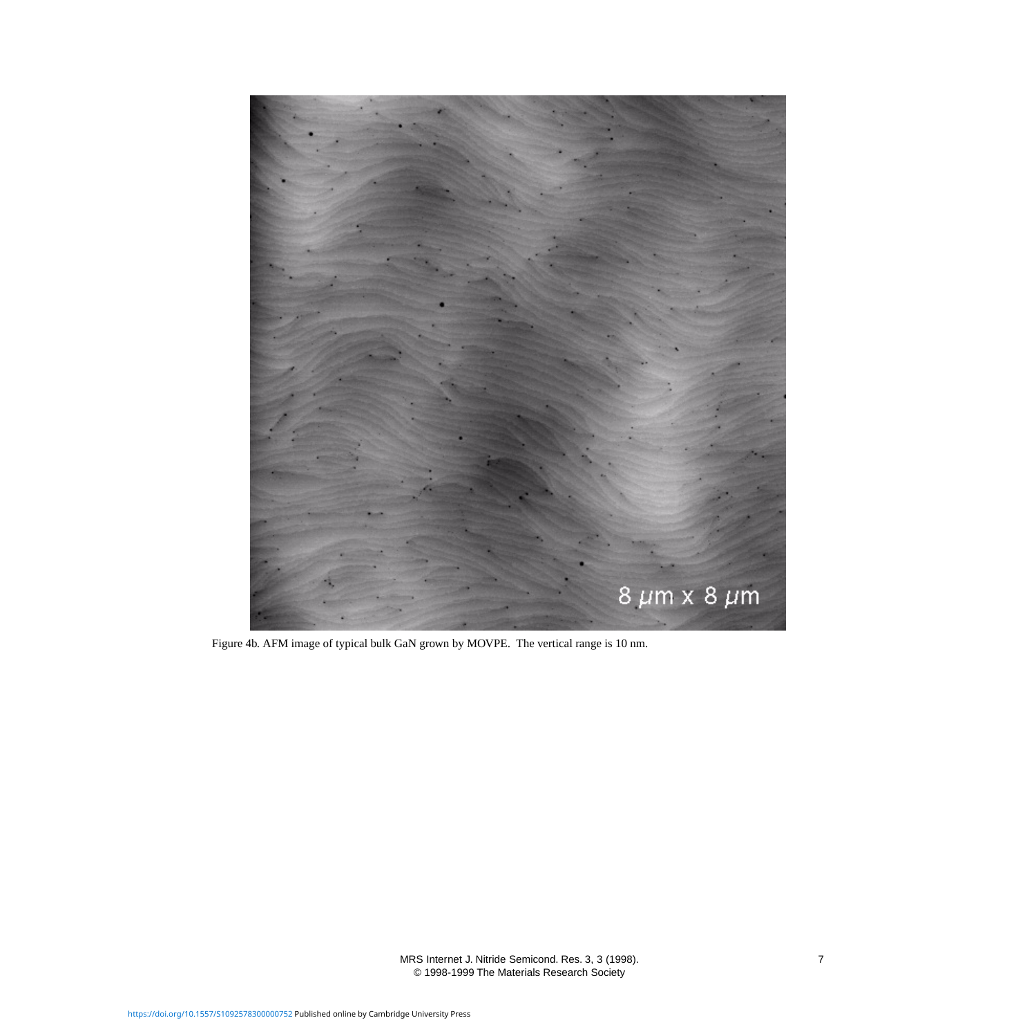8 μm x 8 μm

Figure 4b. AFM image of typical bulk GaN grown by MOVPE. The vertical range is 10 nm.